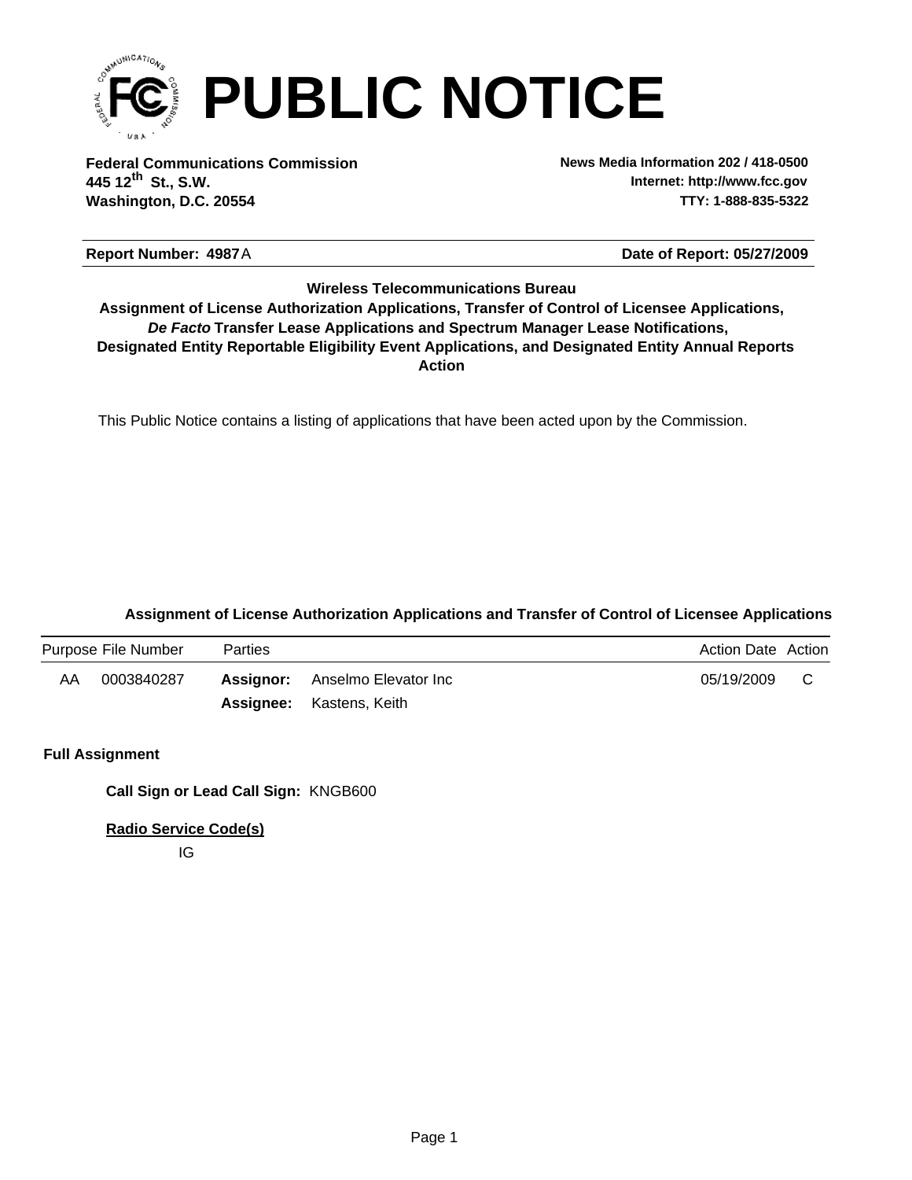# PUBLIC NOTICE

**Federal Communications Commission**
**445 12th St., S.W.**
**Washington, D.C. 20554**

**News Media Information 202 / 418-0500**
**Internet: http://www.fcc.gov**
**TTY: 1-888-835-5322**

**Report Number: 4987**A

**Date of Report: 05/27/2009**

**Wireless Telecommunications Bureau**
**Assignment of License Authorization Applications, Transfer of Control of Licensee Applications,**
***De Facto* Transfer Lease Applications and Spectrum Manager Lease Notifications,**
**Designated Entity Reportable Eligibility Event Applications, and Designated Entity Annual Reports**
**Action**

This Public Notice contains a listing of applications that have been acted upon by the Commission.

### Assignment of License Authorization Applications and Transfer of Control of Licensee Applications

| Purpose | File Number | Parties | | Action Date | Action |
|---|---|---|---|---|---|
| AA | 0003840287 | **Assignor:** | Anselmo Elevator Inc | 05/19/2009 | C |
| | | **Assignee:** | Kastens, Keith | | |

**Full Assignment**

**Call Sign or Lead Call Sign:** KNGB600

**Radio Service Code(s)**

IG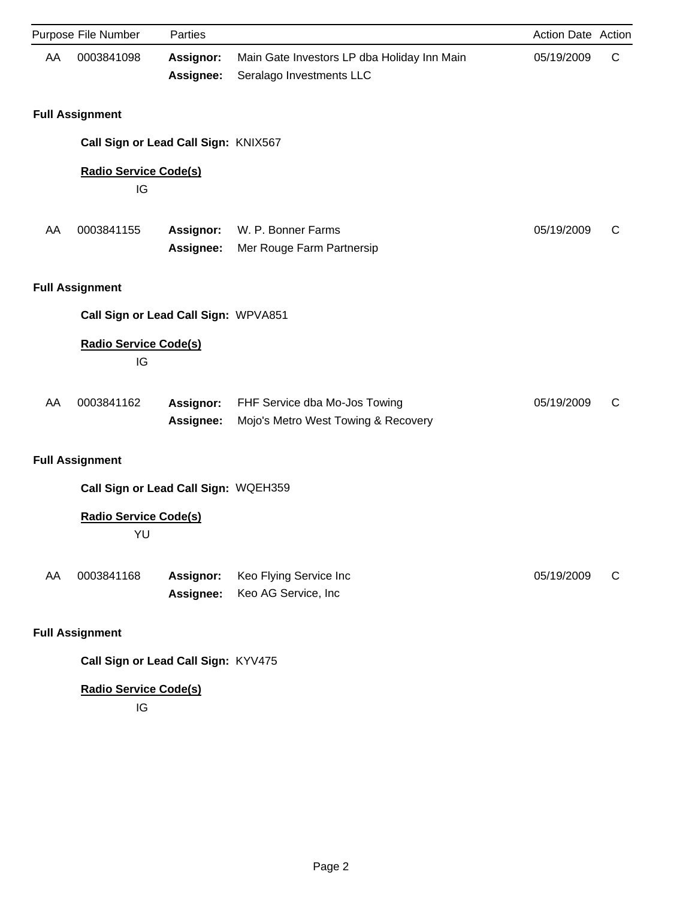| Purpose | File Number | Parties | | Action Date | Action |
|---|---|---|---|---|---|
| AA | 0003841098 | **Assignor:** | Main Gate Investors LP dba Holiday Inn Main | 05/19/2009 | C |
| | | **Assignee:** | Seralago Investments LLC | | |

**Full Assignment**

**Call Sign or Lead Call Sign:** KNIX567

**Radio Service Code(s)**

IG

| Purpose | File Number | Parties | | Action Date | Action |
|---|---|---|---|---|---|
| AA | 0003841155 | **Assignor:** | W. P. Bonner Farms | 05/19/2009 | C |
| | | **Assignee:** | Mer Rouge Farm Partnersip | | |

**Full Assignment**

**Call Sign or Lead Call Sign:** WPVA851

**Radio Service Code(s)**

IG

| Purpose | File Number | Parties | | Action Date | Action |
|---|---|---|---|---|---|
| AA | 0003841162 | **Assignor:** | FHF Service dba Mo-Jos Towing | 05/19/2009 | C |
| | | **Assignee:** | Mojo's Metro West Towing & Recovery | | |

**Full Assignment**

**Call Sign or Lead Call Sign:** WQEH359

**Radio Service Code(s)**

YU

| Purpose | File Number | Parties | | Action Date | Action |
|---|---|---|---|---|---|
| AA | 0003841168 | **Assignor:** | Keo Flying Service Inc | 05/19/2009 | C |
| | | **Assignee:** | Keo AG Service, Inc | | |

**Full Assignment**

**Call Sign or Lead Call Sign:** KYV475

**Radio Service Code(s)**

IG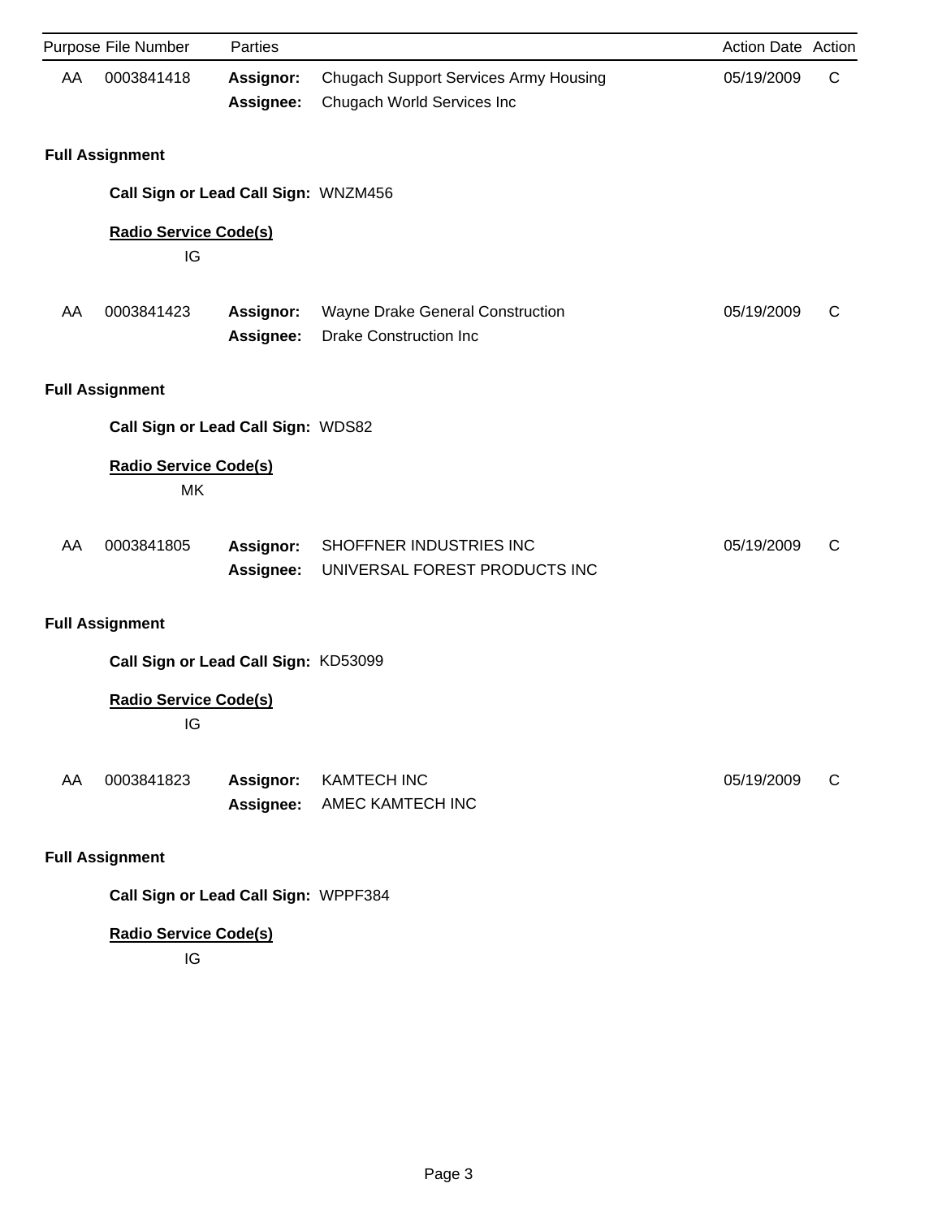| Purpose | File Number | Parties | | Action Date | Action |
|---|---|---|---|---|---|
| AA | 0003841418 | **Assignor:** | Chugach Support Services Army Housing | 05/19/2009 | C |
| | | **Assignee:** | Chugach World Services Inc | | |

**Full Assignment**

**Call Sign or Lead Call Sign:** WNZM456

**Radio Service Code(s)**

IG

| Purpose | File Number | Parties | | Action Date | Action |
|---|---|---|---|---|---|
| AA | 0003841423 | **Assignor:** | Wayne Drake General Construction | 05/19/2009 | C |
| | | **Assignee:** | Drake Construction Inc | | |

**Full Assignment**

**Call Sign or Lead Call Sign:** WDS82

**Radio Service Code(s)**

MK

| Purpose | File Number | Parties | | Action Date | Action |
|---|---|---|---|---|---|
| AA | 0003841805 | **Assignor:** | SHOFFNER INDUSTRIES INC | 05/19/2009 | C |
| | | **Assignee:** | UNIVERSAL FOREST PRODUCTS INC | | |

**Full Assignment**

**Call Sign or Lead Call Sign:** KD53099

**Radio Service Code(s)**

IG

| Purpose | File Number | Parties | | Action Date | Action |
|---|---|---|---|---|---|
| AA | 0003841823 | **Assignor:** | KAMTECH INC | 05/19/2009 | C |
| | | **Assignee:** | AMEC KAMTECH INC | | |

**Full Assignment**

**Call Sign or Lead Call Sign:** WPPF384

**Radio Service Code(s)**

IG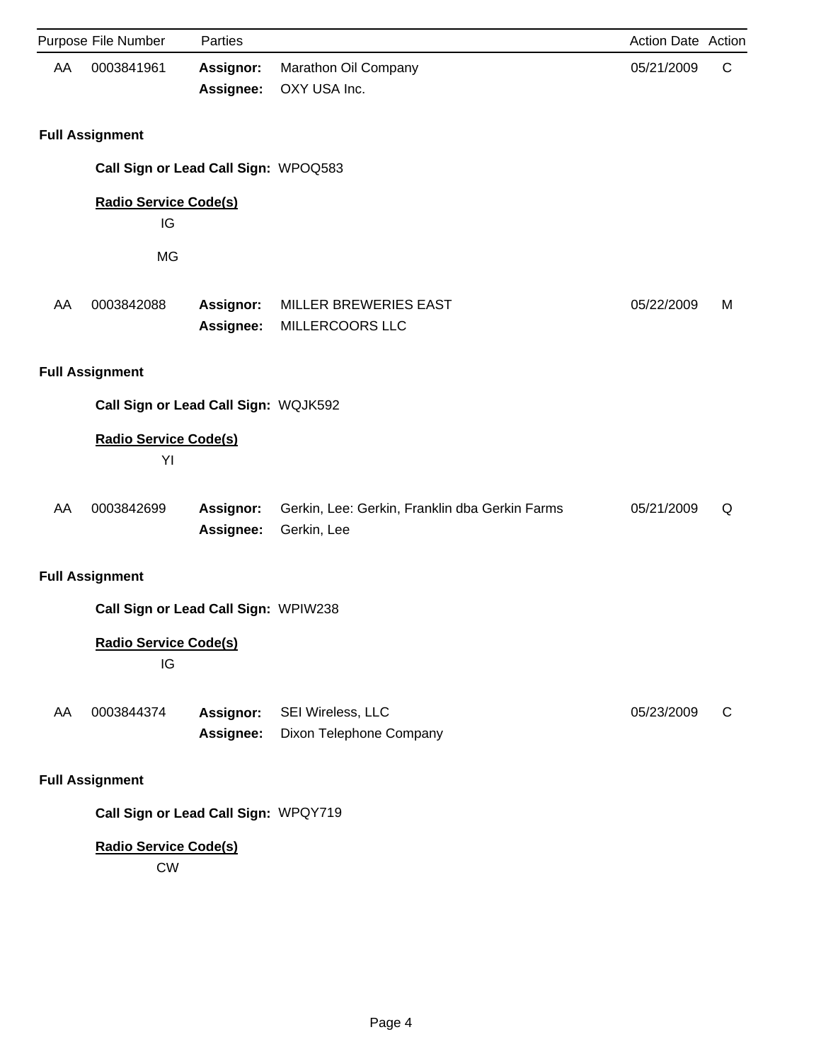| Purpose | File Number | Parties | | Action Date | Action |
|---|---|---|---|---|---|
| AA | 0003841961 | **Assignor:** | Marathon Oil Company | 05/21/2009 | C |
| | | **Assignee:** | OXY USA Inc. | | |

**Full Assignment**

**Call Sign or Lead Call Sign:** WPOQ583

**Radio Service Code(s)**

IG

MG

| Purpose | File Number | Parties | | Action Date | Action |
|---|---|---|---|---|---|
| AA | 0003842088 | **Assignor:** | MILLER BREWERIES EAST | 05/22/2009 | M |
| | | **Assignee:** | MILLERCOORS LLC | | |

**Full Assignment**

**Call Sign or Lead Call Sign:** WQJK592

**Radio Service Code(s)**

YI

| Purpose | File Number | Parties | | Action Date | Action |
|---|---|---|---|---|---|
| AA | 0003842699 | **Assignor:** | Gerkin, Lee: Gerkin, Franklin dba Gerkin Farms | 05/21/2009 | Q |
| | | **Assignee:** | Gerkin, Lee | | |

**Full Assignment**

**Call Sign or Lead Call Sign:** WPIW238

**Radio Service Code(s)**

IG

| Purpose | File Number | Parties | | Action Date | Action |
|---|---|---|---|---|---|
| AA | 0003844374 | **Assignor:** | SEI Wireless, LLC | 05/23/2009 | C |
| | | **Assignee:** | Dixon Telephone Company | | |

**Full Assignment**

**Call Sign or Lead Call Sign:** WPQY719

**Radio Service Code(s)**

CW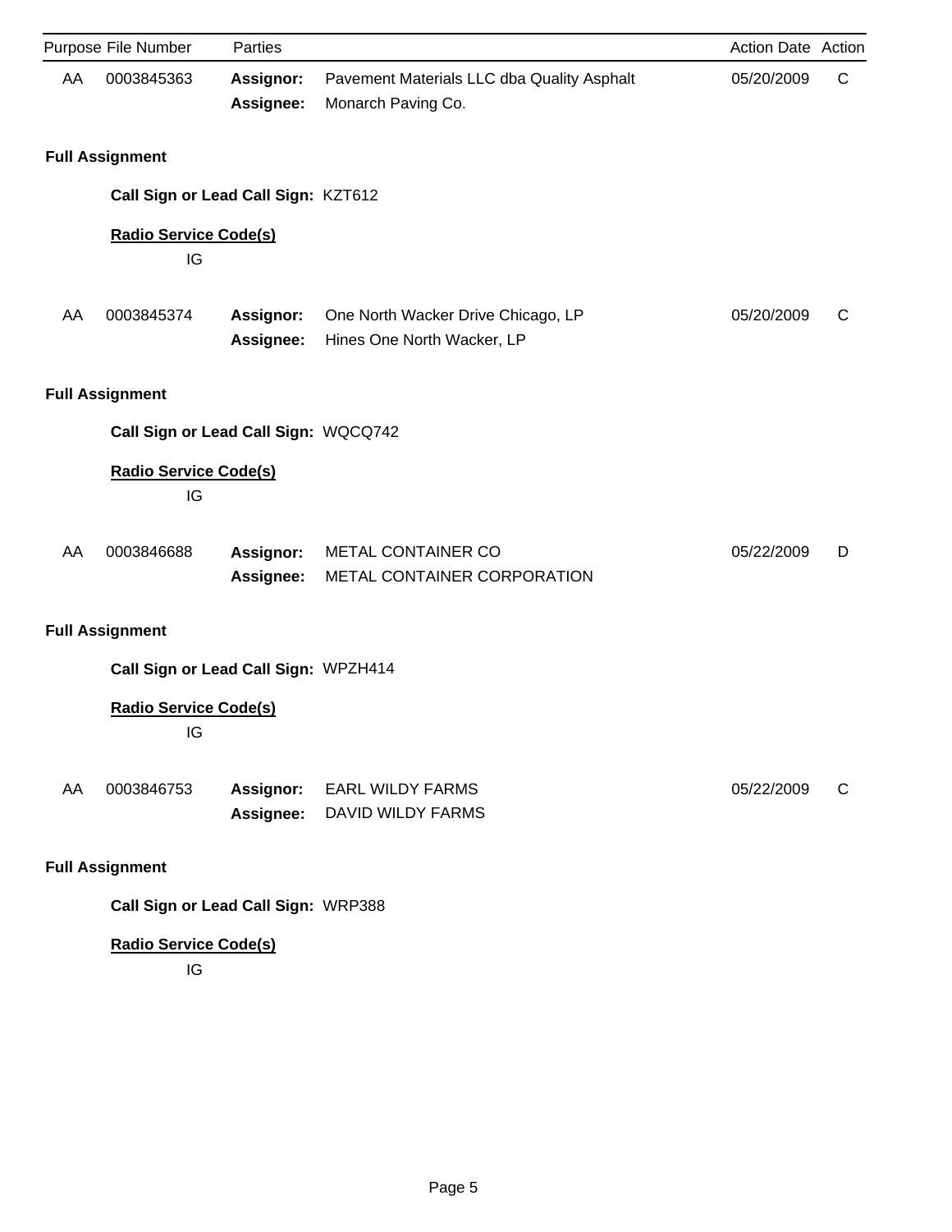| Purpose | File Number | Parties | | Action Date | Action |
|---|---|---|---|---|---|
| AA | 0003845363 | **Assignor:** | Pavement Materials LLC dba Quality Asphalt | 05/20/2009 | C |
| | | **Assignee:** | Monarch Paving Co. | | |

**Full Assignment**

**Call Sign or Lead Call Sign:** KZT612

**Radio Service Code(s)**

IG

| Purpose | File Number | Parties | | Action Date | Action |
|---|---|---|---|---|---|
| AA | 0003845374 | **Assignor:** | One North Wacker Drive Chicago, LP | 05/20/2009 | C |
| | | **Assignee:** | Hines One North Wacker, LP | | |

**Full Assignment**

**Call Sign or Lead Call Sign:** WQCQ742

**Radio Service Code(s)**

IG

| Purpose | File Number | Parties | | Action Date | Action |
|---|---|---|---|---|---|
| AA | 0003846688 | **Assignor:** | METAL CONTAINER CO | 05/22/2009 | D |
| | | **Assignee:** | METAL CONTAINER CORPORATION | | |

**Full Assignment**

**Call Sign or Lead Call Sign:** WPZH414

**Radio Service Code(s)**

IG

| Purpose | File Number | Parties | | Action Date | Action |
|---|---|---|---|---|---|
| AA | 0003846753 | **Assignor:** | EARL WILDY FARMS | 05/22/2009 | C |
| | | **Assignee:** | DAVID WILDY FARMS | | |

**Full Assignment**

**Call Sign or Lead Call Sign:** WRP388

**Radio Service Code(s)**

IG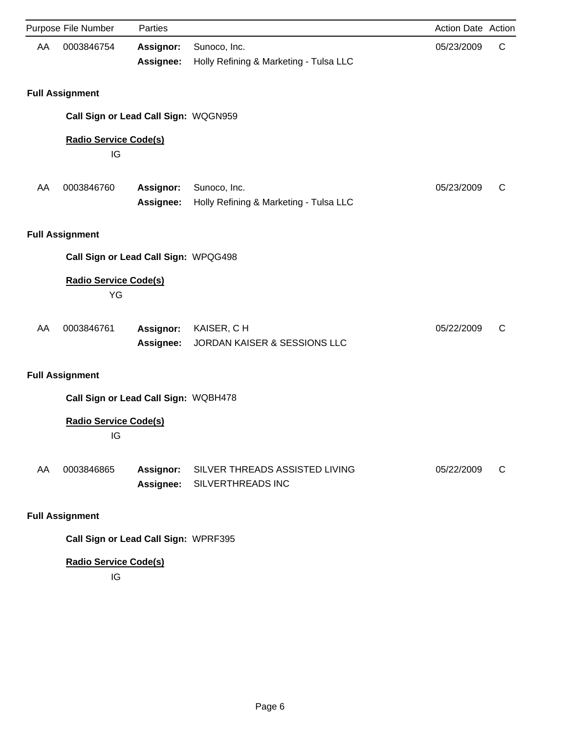| Purpose | File Number | Parties | | Action Date | Action |
|---|---|---|---|---|---|
| AA | 0003846754 | **Assignor:** | Sunoco, Inc. | 05/23/2009 | C |
| | | **Assignee:** | Holly Refining & Marketing - Tulsa LLC | | |

**Full Assignment**

**Call Sign or Lead Call Sign:** WQGN959

**Radio Service Code(s)**

IG

| Purpose | File Number | Parties | | Action Date | Action |
|---|---|---|---|---|---|
| AA | 0003846760 | **Assignor:** | Sunoco, Inc. | 05/23/2009 | C |
| | | **Assignee:** | Holly Refining & Marketing - Tulsa LLC | | |

**Full Assignment**

**Call Sign or Lead Call Sign:** WPQG498

**Radio Service Code(s)**

YG

| Purpose | File Number | Parties | | Action Date | Action |
|---|---|---|---|---|---|
| AA | 0003846761 | **Assignor:** | KAISER, C H | 05/22/2009 | C |
| | | **Assignee:** | JORDAN KAISER & SESSIONS LLC | | |

**Full Assignment**

**Call Sign or Lead Call Sign:** WQBH478

**Radio Service Code(s)**

IG

| Purpose | File Number | Parties | | Action Date | Action |
|---|---|---|---|---|---|
| AA | 0003846865 | **Assignor:** | SILVER THREADS ASSISTED LIVING | 05/22/2009 | C |
| | | **Assignee:** | SILVERTHREADS INC | | |

**Full Assignment**

**Call Sign or Lead Call Sign:** WPRF395

**Radio Service Code(s)**

IG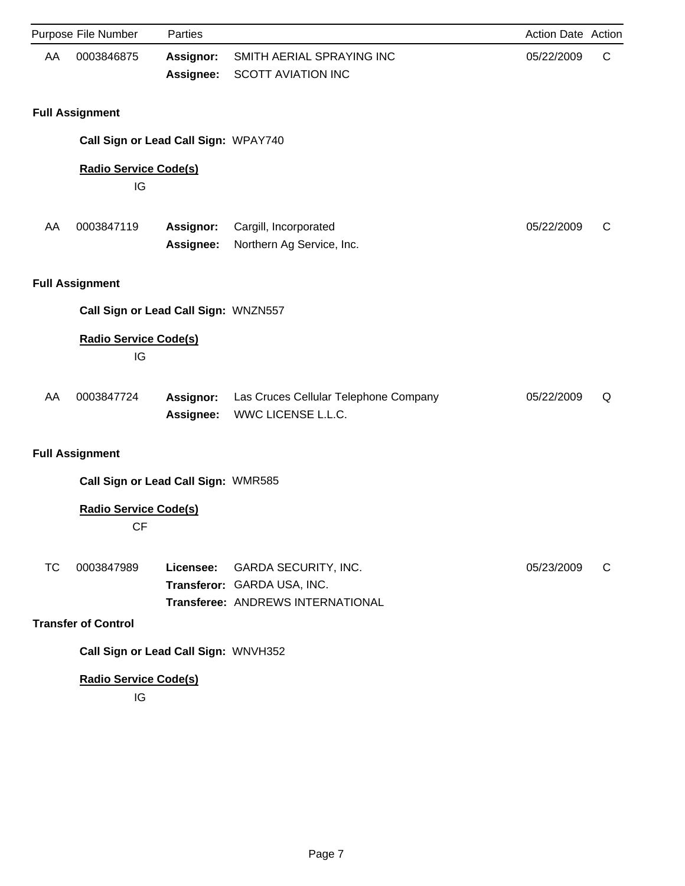| Purpose | File Number | Parties | | Action Date | Action |
|---|---|---|---|---|---|
| AA | 0003846875 | **Assignor:** | SMITH AERIAL SPRAYING INC | 05/22/2009 | C |
| | | **Assignee:** | SCOTT AVIATION INC | | |

**Full Assignment**

**Call Sign or Lead Call Sign:** WPAY740

**Radio Service Code(s)**

IG

| Purpose | File Number | Parties | | Action Date | Action |
|---|---|---|---|---|---|
| AA | 0003847119 | **Assignor:** | Cargill, Incorporated | 05/22/2009 | C |
| | | **Assignee:** | Northern Ag Service, Inc. | | |

**Full Assignment**

**Call Sign or Lead Call Sign:** WNZN557

**Radio Service Code(s)**

IG

| Purpose | File Number | Parties | | Action Date | Action |
|---|---|---|---|---|---|
| AA | 0003847724 | **Assignor:** | Las Cruces Cellular Telephone Company | 05/22/2009 | Q |
| | | **Assignee:** | WWC LICENSE L.L.C. | | |

**Full Assignment**

**Call Sign or Lead Call Sign:** WMR585

**Radio Service Code(s)**

CF

| Purpose | File Number | Parties | | Action Date | Action |
|---|---|---|---|---|---|
| TC | 0003847989 | **Licensee:** | GARDA SECURITY, INC. | 05/23/2009 | C |
| | | **Transferor:** | GARDA USA, INC. | | |
| | | **Transferee:** | ANDREWS INTERNATIONAL | | |

**Transfer of Control**

**Call Sign or Lead Call Sign:** WNVH352

**Radio Service Code(s)**

IG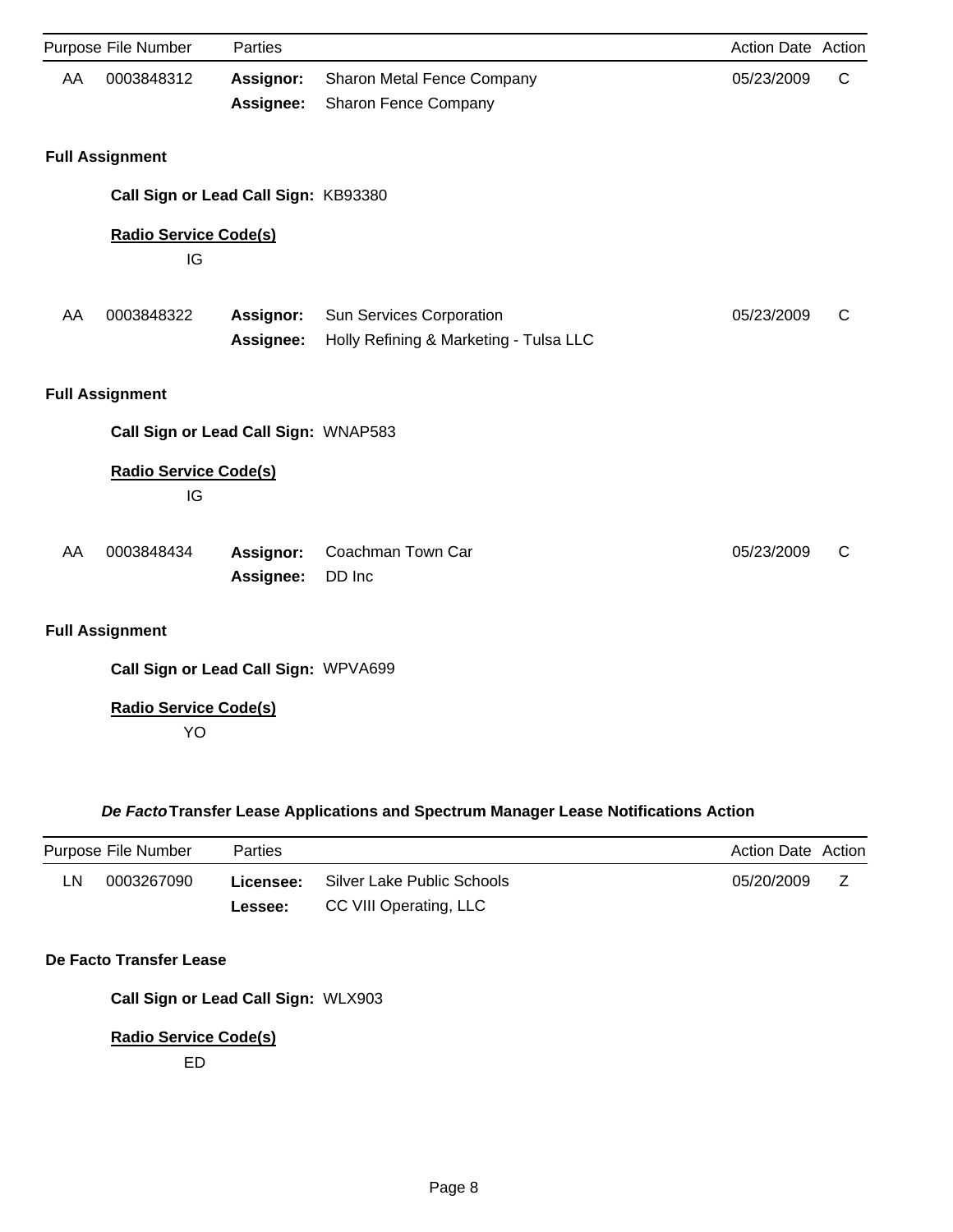| Purpose | File Number | Parties | | Action Date | Action |
|---|---|---|---|---|---|
| AA | 0003848312 | **Assignor:** | Sharon Metal Fence Company | 05/23/2009 | C |
| | | **Assignee:** | Sharon Fence Company | | |

**Full Assignment**

**Call Sign or Lead Call Sign:** KB93380

**Radio Service Code(s)**

IG

| Purpose | File Number | Parties | | Action Date | Action |
|---|---|---|---|---|---|
| AA | 0003848322 | **Assignor:** | Sun Services Corporation | 05/23/2009 | C |
| | | **Assignee:** | Holly Refining & Marketing - Tulsa LLC | | |

**Full Assignment**

**Call Sign or Lead Call Sign:** WNAP583

**Radio Service Code(s)**

IG

| Purpose | File Number | Parties | | Action Date | Action |
|---|---|---|---|---|---|
| AA | 0003848434 | **Assignor:** | Coachman Town Car | 05/23/2009 | C |
| | | **Assignee:** | DD Inc | | |

**Full Assignment**

**Call Sign or Lead Call Sign:** WPVA699

**Radio Service Code(s)**

YO

### *De Facto* Transfer Lease Applications and Spectrum Manager Lease Notifications Action

| Purpose | File Number | Parties | | Action Date | Action |
|---|---|---|---|---|---|
| LN | 0003267090 | **Licensee:** | Silver Lake Public Schools | 05/20/2009 | Z |
| | | **Lessee:** | CC VIII Operating, LLC | | |

**De Facto Transfer Lease**

**Call Sign or Lead Call Sign:** WLX903

**Radio Service Code(s)**

ED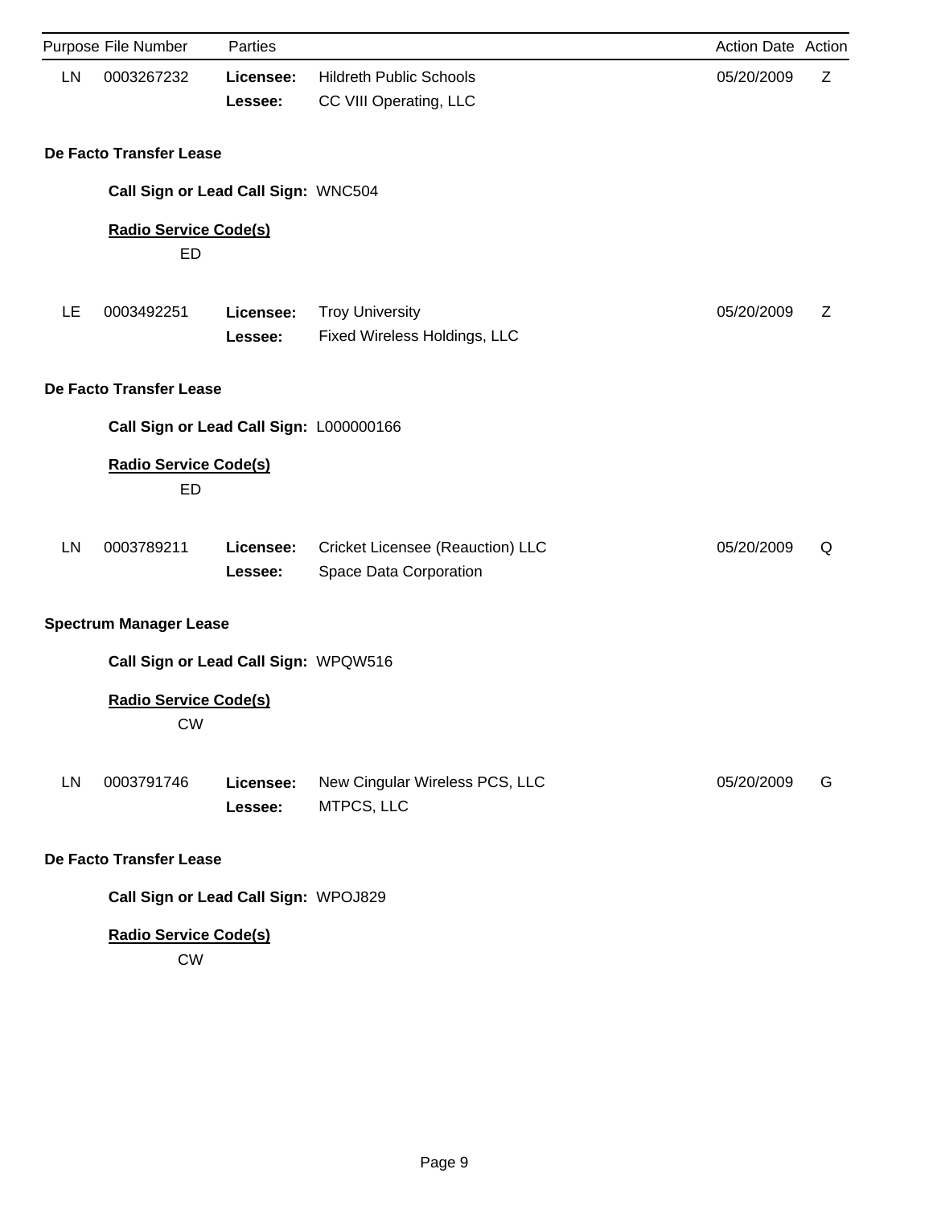| Purpose | File Number | Parties | | Action Date | Action |
|---|---|---|---|---|---|
| LN | 0003267232 | **Licensee:** | Hildreth Public Schools | 05/20/2009 | Z |
| | | **Lessee:** | CC VIII Operating, LLC | | |

**De Facto Transfer Lease**

**Call Sign or Lead Call Sign:** WNC504

**Radio Service Code(s)**

ED

| Purpose | File Number | Parties | | Action Date | Action |
|---|---|---|---|---|---|
| LE | 0003492251 | **Licensee:** | Troy University | 05/20/2009 | Z |
| | | **Lessee:** | Fixed Wireless Holdings, LLC | | |

**De Facto Transfer Lease**

**Call Sign or Lead Call Sign:** L000000166

**Radio Service Code(s)**

ED

| Purpose | File Number | Parties | | Action Date | Action |
|---|---|---|---|---|---|
| LN | 0003789211 | **Licensee:** | Cricket Licensee (Reauction) LLC | 05/20/2009 | Q |
| | | **Lessee:** | Space Data Corporation | | |

**Spectrum Manager Lease**

**Call Sign or Lead Call Sign:** WPQW516

**Radio Service Code(s)**

CW

| Purpose | File Number | Parties | | Action Date | Action |
|---|---|---|---|---|---|
| LN | 0003791746 | **Licensee:** | New Cingular Wireless PCS, LLC | 05/20/2009 | G |
| | | **Lessee:** | MTPCS, LLC | | |

**De Facto Transfer Lease**

**Call Sign or Lead Call Sign:** WPOJ829

**Radio Service Code(s)**

CW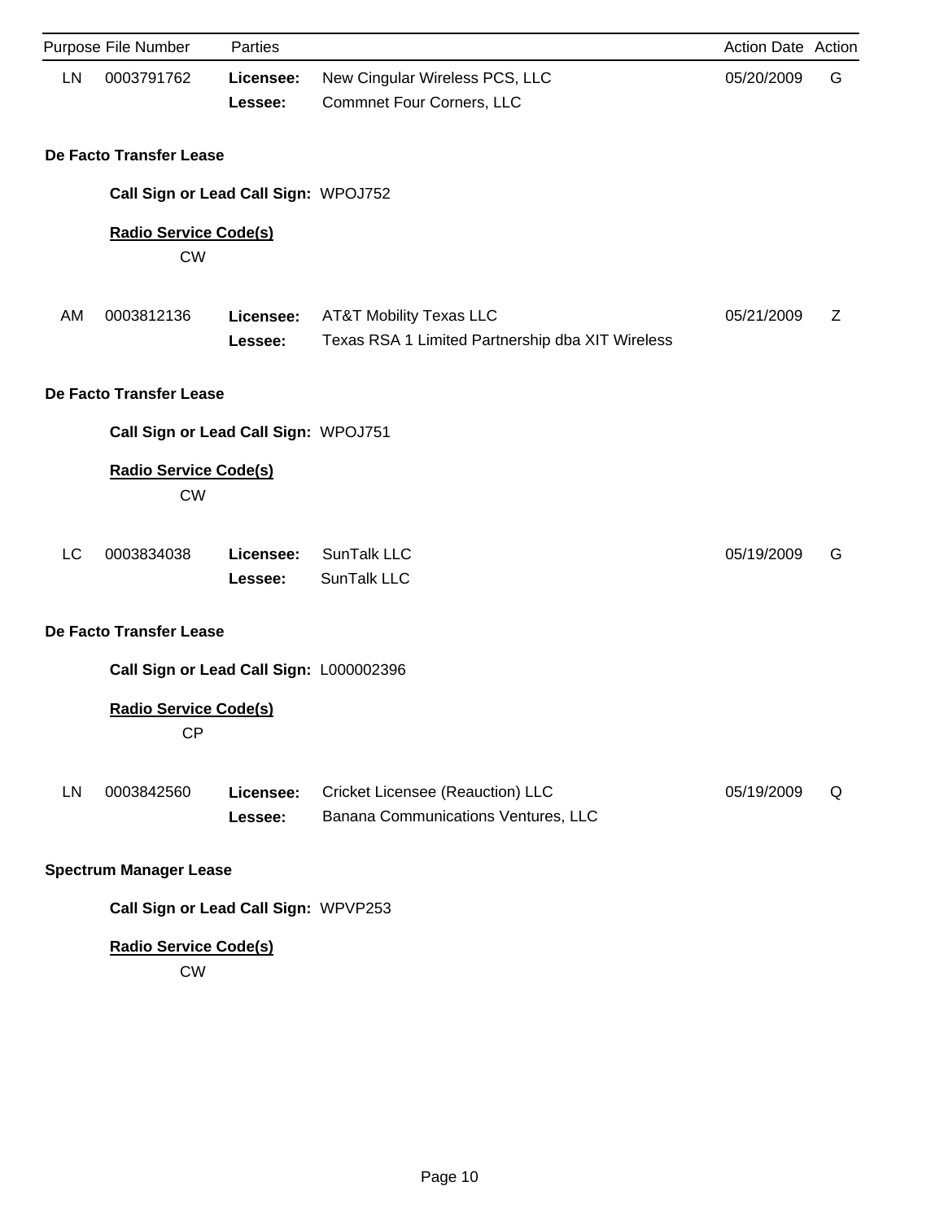| Purpose | File Number | Parties | | Action Date | Action |
|---|---|---|---|---|---|
| LN | 0003791762 | **Licensee:** | New Cingular Wireless PCS, LLC | 05/20/2009 | G |
| | | **Lessee:** | Commnet Four Corners, LLC | | |

**De Facto Transfer Lease**

**Call Sign or Lead Call Sign:** WPOJ752

**Radio Service Code(s)**

CW

| Purpose | File Number | Parties | | Action Date | Action |
|---|---|---|---|---|---|
| AM | 0003812136 | **Licensee:** | AT&T Mobility Texas LLC | 05/21/2009 | Z |
| | | **Lessee:** | Texas RSA 1 Limited Partnership dba XIT Wireless | | |

**De Facto Transfer Lease**

**Call Sign or Lead Call Sign:** WPOJ751

**Radio Service Code(s)**

CW

| Purpose | File Number | Parties | | Action Date | Action |
|---|---|---|---|---|---|
| LC | 0003834038 | **Licensee:** | SunTalk LLC | 05/19/2009 | G |
| | | **Lessee:** | SunTalk LLC | | |

**De Facto Transfer Lease**

**Call Sign or Lead Call Sign:** L000002396

**Radio Service Code(s)**

CP

| Purpose | File Number | Parties | | Action Date | Action |
|---|---|---|---|---|---|
| LN | 0003842560 | **Licensee:** | Cricket Licensee (Reauction) LLC | 05/19/2009 | Q |
| | | **Lessee:** | Banana Communications Ventures, LLC | | |

**Spectrum Manager Lease**

**Call Sign or Lead Call Sign:** WPVP253

**Radio Service Code(s)**

CW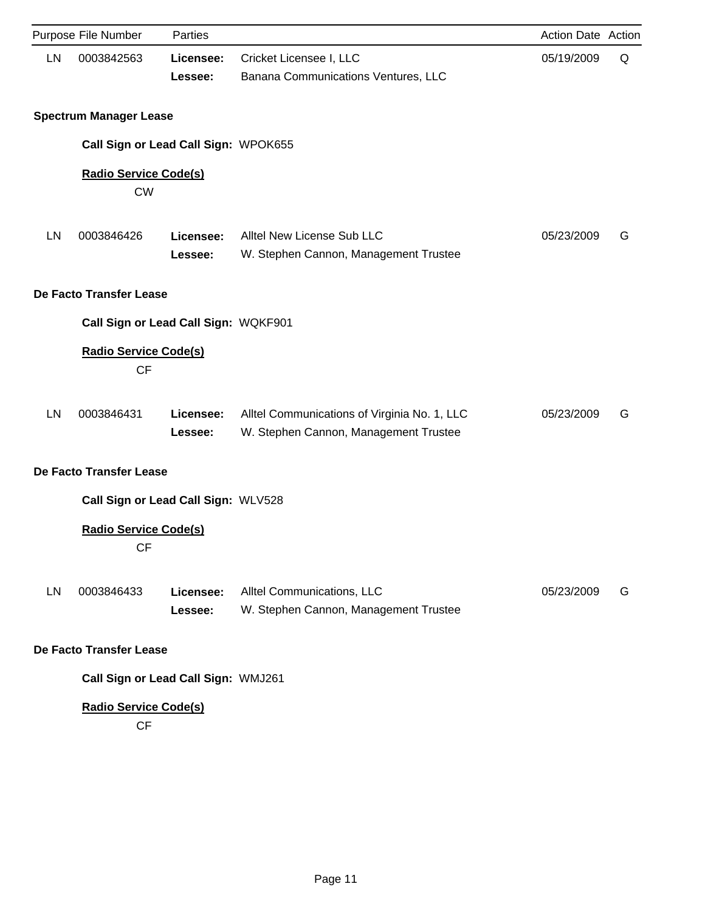| Purpose | File Number | Parties | | Action Date | Action |
|---|---|---|---|---|---|
| LN | 0003842563 | **Licensee:** | Cricket Licensee I, LLC | 05/19/2009 | Q |
| | | **Lessee:** | Banana Communications Ventures, LLC | | |

**Spectrum Manager Lease**

**Call Sign or Lead Call Sign:** WPOK655

**Radio Service Code(s)**

CW

| Purpose | File Number | Parties | | Action Date | Action |
|---|---|---|---|---|---|
| LN | 0003846426 | **Licensee:** | Alltel New License Sub LLC | 05/23/2009 | G |
| | | **Lessee:** | W. Stephen Cannon, Management Trustee | | |

**De Facto Transfer Lease**

**Call Sign or Lead Call Sign:** WQKF901

**Radio Service Code(s)**

CF

| Purpose | File Number | Parties | | Action Date | Action |
|---|---|---|---|---|---|
| LN | 0003846431 | **Licensee:** | Alltel Communications of Virginia No. 1, LLC | 05/23/2009 | G |
| | | **Lessee:** | W. Stephen Cannon, Management Trustee | | |

**De Facto Transfer Lease**

**Call Sign or Lead Call Sign:** WLV528

**Radio Service Code(s)**

CF

| Purpose | File Number | Parties | | Action Date | Action |
|---|---|---|---|---|---|
| LN | 0003846433 | **Licensee:** | Alltel Communications, LLC | 05/23/2009 | G |
| | | **Lessee:** | W. Stephen Cannon, Management Trustee | | |

**De Facto Transfer Lease**

**Call Sign or Lead Call Sign:** WMJ261

**Radio Service Code(s)**

CF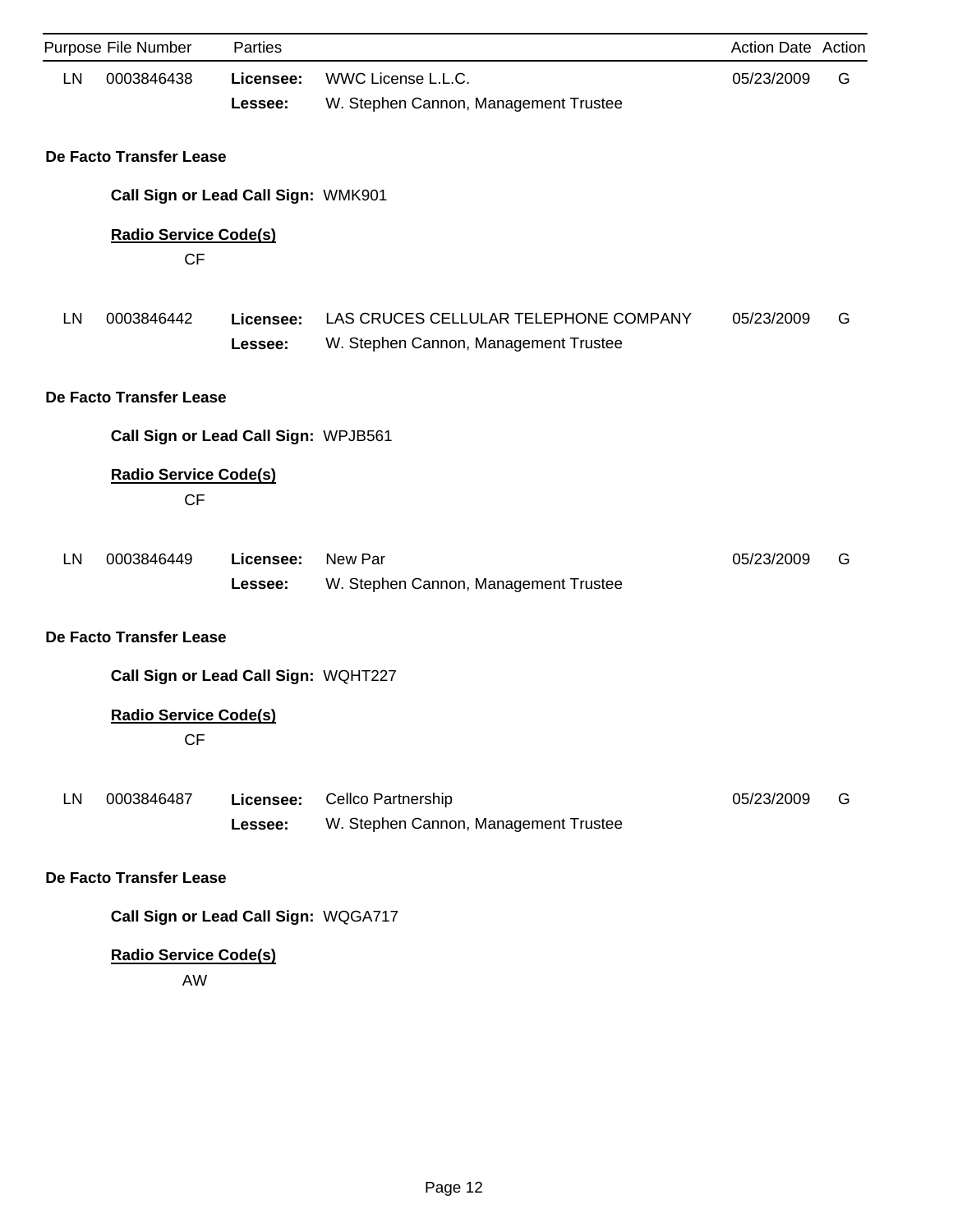| Purpose | File Number | Parties | | Action Date | Action |
|---|---|---|---|---|---|
| LN | 0003846438 | **Licensee:** | WWC License L.L.C. | 05/23/2009 | G |
| | | **Lessee:** | W. Stephen Cannon, Management Trustee | | |

**De Facto Transfer Lease**

**Call Sign or Lead Call Sign:** WMK901

**Radio Service Code(s)**

CF

| Purpose | File Number | Parties | | Action Date | Action |
|---|---|---|---|---|---|
| LN | 0003846442 | **Licensee:** | LAS CRUCES CELLULAR TELEPHONE COMPANY | 05/23/2009 | G |
| | | **Lessee:** | W. Stephen Cannon, Management Trustee | | |

**De Facto Transfer Lease**

**Call Sign or Lead Call Sign:** WPJB561

**Radio Service Code(s)**

CF

| Purpose | File Number | Parties | | Action Date | Action |
|---|---|---|---|---|---|
| LN | 0003846449 | **Licensee:** | New Par | 05/23/2009 | G |
| | | **Lessee:** | W. Stephen Cannon, Management Trustee | | |

**De Facto Transfer Lease**

**Call Sign or Lead Call Sign:** WQHT227

**Radio Service Code(s)**

CF

| Purpose | File Number | Parties | | Action Date | Action |
|---|---|---|---|---|---|
| LN | 0003846487 | **Licensee:** | Cellco Partnership | 05/23/2009 | G |
| | | **Lessee:** | W. Stephen Cannon, Management Trustee | | |

**De Facto Transfer Lease**

**Call Sign or Lead Call Sign:** WQGA717

**Radio Service Code(s)**

AW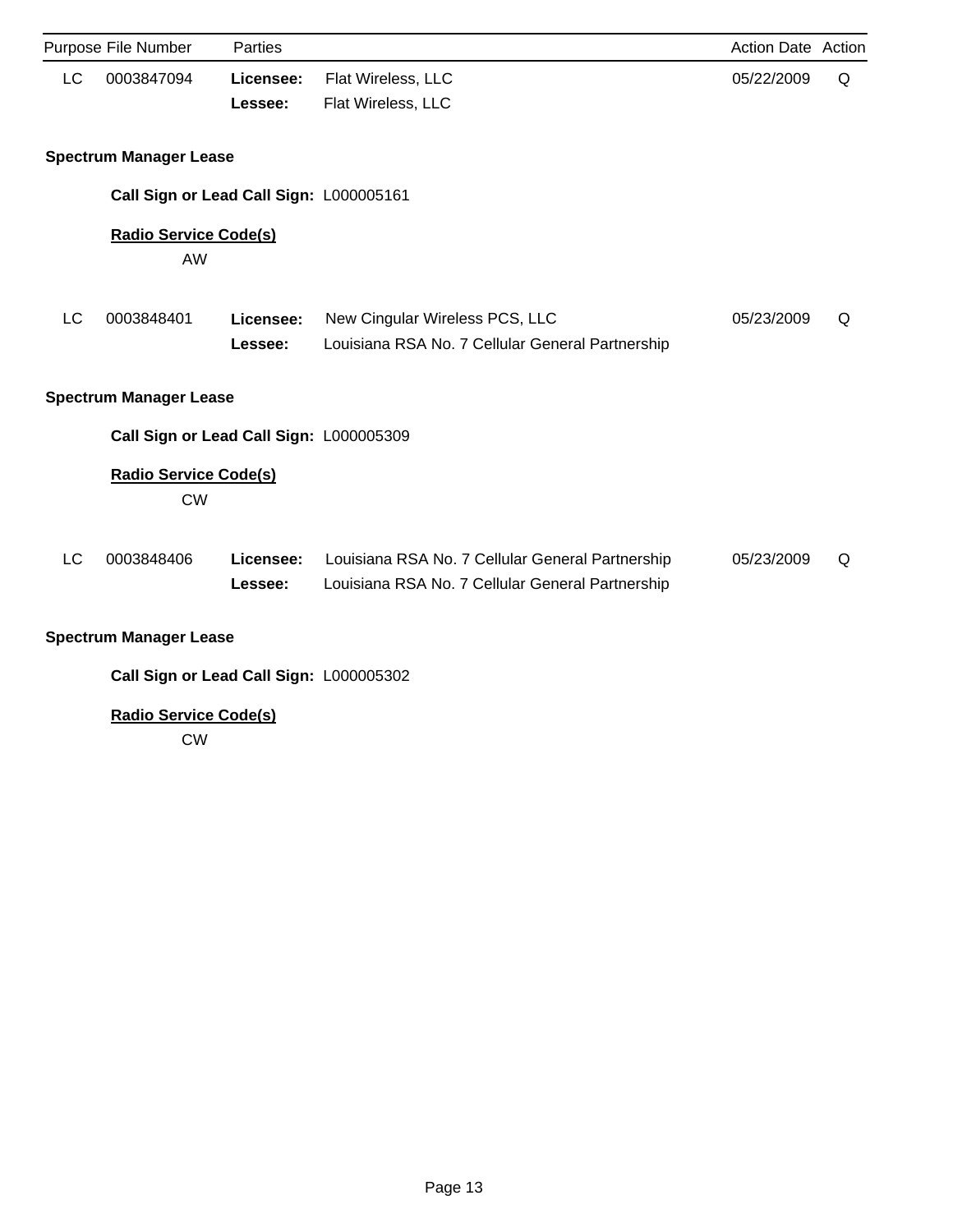| Purpose | File Number | Parties | | Action Date | Action |
|---|---|---|---|---|---|
| LC | 0003847094 | **Licensee:** | Flat Wireless, LLC | 05/22/2009 | Q |
| | | **Lessee:** | Flat Wireless, LLC | | |

**Spectrum Manager Lease**

**Call Sign or Lead Call Sign:** L000005161

**Radio Service Code(s)**

AW

| Purpose | File Number | Parties | | Action Date | Action |
|---|---|---|---|---|---|
| LC | 0003848401 | **Licensee:** | New Cingular Wireless PCS, LLC | 05/23/2009 | Q |
| | | **Lessee:** | Louisiana RSA No. 7 Cellular General Partnership | | |

**Spectrum Manager Lease**

**Call Sign or Lead Call Sign:** L000005309

**Radio Service Code(s)**

CW

| Purpose | File Number | Parties | | Action Date | Action |
|---|---|---|---|---|---|
| LC | 0003848406 | **Licensee:** | Louisiana RSA No. 7 Cellular General Partnership | 05/23/2009 | Q |
| | | **Lessee:** | Louisiana RSA No. 7 Cellular General Partnership | | |

**Spectrum Manager Lease**

**Call Sign or Lead Call Sign:** L000005302

**Radio Service Code(s)**

CW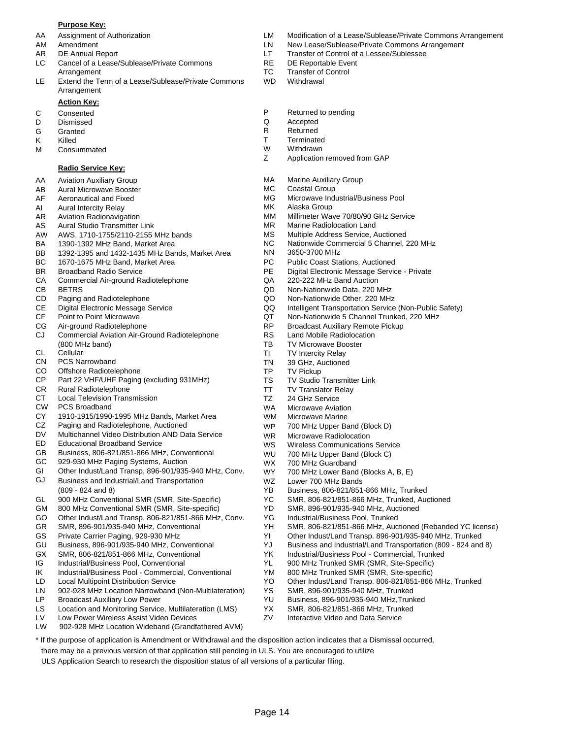**Purpose Key:**

- AA Assignment of Authorization
- AM Amendment
- AR DE Annual Report
- LC Cancel of a Lease/Sublease/Private Commons Arrangement
- LE Extend the Term of a Lease/Sublease/Private Commons Arrangement
- LM Modification of a Lease/Sublease/Private Commons Arrangement
- LN New Lease/Sublease/Private Commons Arrangement
- LT Transfer of Control of a Lessee/Sublessee
- RE DE Reportable Event
- TC Transfer of Control
- WD Withdrawal

**Action Key:**

- C Consented
- D Dismissed
- G Granted
- K Killed
- M Consummated
- P Returned to pending
- Q Accepted
- R Returned
- T Terminated
- W Withdrawn
- Z Application removed from GAP

**Radio Service Key:**

- AA Aviation Auxiliary Group
- AB Aural Microwave Booster
- AF Aeronautical and Fixed
- AI Aural Intercity Relay
- AR Aviation Radionavigation
- AS Aural Studio Transmitter Link
- AW AWS, 1710-1755/2110-2155 MHz bands
- BA 1390-1392 MHz Band, Market Area
- BB 1392-1395 and 1432-1435 MHz Bands, Market Area
- BC 1670-1675 MHz Band, Market Area
- BR Broadband Radio Service
- CA Commercial Air-ground Radiotelephone
- CB BETRS
- CD Paging and Radiotelephone
- CE Digital Electronic Message Service
- CF Point to Point Microwave
- CG Air-ground Radiotelephone
- CJ Commercial Aviation Air-Ground Radiotelephone (800 MHz band)
- CL Cellular
- CN PCS Narrowband
- CO Offshore Radiotelephone
- CP Part 22 VHF/UHF Paging (excluding 931MHz)
- CR Rural Radiotelephone
- CT Local Television Transmission
- CW PCS Broadband
- CY 1910-1915/1990-1995 MHz Bands, Market Area
- CZ Paging and Radiotelephone, Auctioned
- DV Multichannel Video Distribution AND Data Service
- ED Educational Broadband Service
- GB Business, 806-821/851-866 MHz, Conventional
- GC 929-930 MHz Paging Systems, Auction
- GI Other Indust/Land Transp, 896-901/935-940 MHz, Conv.
- GJ Business and Industrial/Land Transportation (809 - 824 and 8)
- GL 900 MHz Conventional SMR (SMR, Site-Specific)
- GM 800 MHz Conventional SMR (SMR, Site-specific)
- GO Other Indust/Land Transp, 806-821/851-866 MHz, Conv.
- GR SMR, 896-901/935-940 MHz, Conventional
- GS Private Carrier Paging, 929-930 MHz
- GU Business, 896-901/935-940 MHz, Conventional
- GX SMR, 806-821/851-866 MHz, Conventional
- IG Industrial/Business Pool, Conventional
- IK Industrial/Business Pool - Commercial, Conventional
- LD Local Multipoint Distribution Service
- LN 902-928 MHz Location Narrowband (Non-Multilateration)
- LP Broadcast Auxiliary Low Power
- LS Location and Monitoring Service, Multilateration (LMS)
- LV Low Power Wireless Assist Video Devices
- LW 902-928 MHz Location Wideband (Grandfathered AVM)
- MA Marine Auxiliary Group
- MC Coastal Group
- MG Microwave Industrial/Business Pool
- MK Alaska Group
- MM Millimeter Wave 70/80/90 GHz Service
- MR Marine Radiolocation Land
- MS Multiple Address Service, Auctioned
- NC Nationwide Commercial 5 Channel, 220 MHz
- NN 3650-3700 MHz
- PC Public Coast Stations, Auctioned
- PE Digital Electronic Message Service - Private
- QA 220-222 MHz Band Auction
- QD Non-Nationwide Data, 220 MHz
- QO Non-Nationwide Other, 220 MHz
- QQ Intelligent Transportation Service (Non-Public Safety)
- QT Non-Nationwide 5 Channel Trunked, 220 MHz
- RP Broadcast Auxiliary Remote Pickup
- RS Land Mobile Radiolocation
- TB TV Microwave Booster
- TI TV Intercity Relay
- TN 39 GHz, Auctioned
- TP TV Pickup
- TS TV Studio Transmitter Link
- TT TV Translator Relay
- TZ 24 GHz Service
- WA Microwave Aviation
- WM Microwave Marine
- WP 700 MHz Upper Band (Block D)
- WR Microwave Radiolocation
- WS Wireless Communications Service
- WU 700 MHz Upper Band (Block C)
- WX 700 MHz Guardband
- WY 700 MHz Lower Band (Blocks A, B, E)
- WZ Lower 700 MHz Bands
- YB Business, 806-821/851-866 MHz, Trunked
- YC SMR, 806-821/851-866 MHz, Trunked, Auctioned
- YD SMR, 896-901/935-940 MHz, Auctioned
- YG Industrial/Business Pool, Trunked
- YH SMR, 806-821/851-866 MHz, Auctioned (Rebanded YC license)
- YI Other Indust/Land Transp. 896-901/935-940 MHz, Trunked
- YJ Business and Industrial/Land Transportation (809 - 824 and 8)
- YK Industrial/Business Pool - Commercial, Trunked
- YL 900 MHz Trunked SMR (SMR, Site-Specific)
- YM 800 MHz Trunked SMR (SMR, Site-specific)
- YO Other Indust/Land Transp. 806-821/851-866 MHz, Trunked
- YS SMR, 896-901/935-940 MHz, Trunked
- YU Business, 896-901/935-940 MHz,Trunked
- YX SMR, 806-821/851-866 MHz, Trunked
- ZV Interactive Video and Data Service

\* If the purpose of application is Amendment or Withdrawal and the disposition action indicates that a Dismissal occurred, there may be a previous version of that application still pending in ULS. You are encouraged to utilize ULS Application Search to research the disposition status of all versions of a particular filing.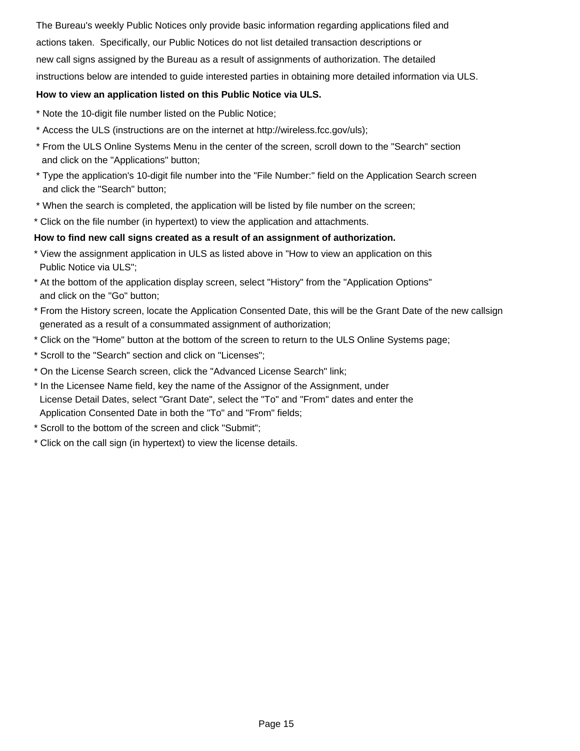The Bureau's weekly Public Notices only provide basic information regarding applications filed and actions taken. Specifically, our Public Notices do not list detailed transaction descriptions or new call signs assigned by the Bureau as a result of assignments of authorization. The detailed instructions below are intended to guide interested parties in obtaining more detailed information via ULS.

**How to view an application listed on this Public Notice via ULS.**

* Note the 10-digit file number listed on the Public Notice;
* Access the ULS (instructions are on the internet at http://wireless.fcc.gov/uls);
* From the ULS Online Systems Menu in the center of the screen, scroll down to the "Search" section and click on the "Applications" button;
* Type the application's 10-digit file number into the "File Number:" field on the Application Search screen and click the "Search" button;
* When the search is completed, the application will be listed by file number on the screen;
* Click on the file number (in hypertext) to view the application and attachments.

**How to find new call signs created as a result of an assignment of authorization.**

* View the assignment application in ULS as listed above in "How to view an application on this Public Notice via ULS";
* At the bottom of the application display screen, select "History" from the "Application Options" and click on the "Go" button;
* From the History screen, locate the Application Consented Date, this will be the Grant Date of the new callsign generated as a result of a consummated assignment of authorization;
* Click on the "Home" button at the bottom of the screen to return to the ULS Online Systems page;
* Scroll to the "Search" section and click on "Licenses";
* On the License Search screen, click the "Advanced License Search" link;
* In the Licensee Name field, key the name of the Assignor of the Assignment, under License Detail Dates, select "Grant Date", select the "To" and "From" dates and enter the Application Consented Date in both the "To" and "From" fields;
* Scroll to the bottom of the screen and click "Submit";
* Click on the call sign (in hypertext) to view the license details.